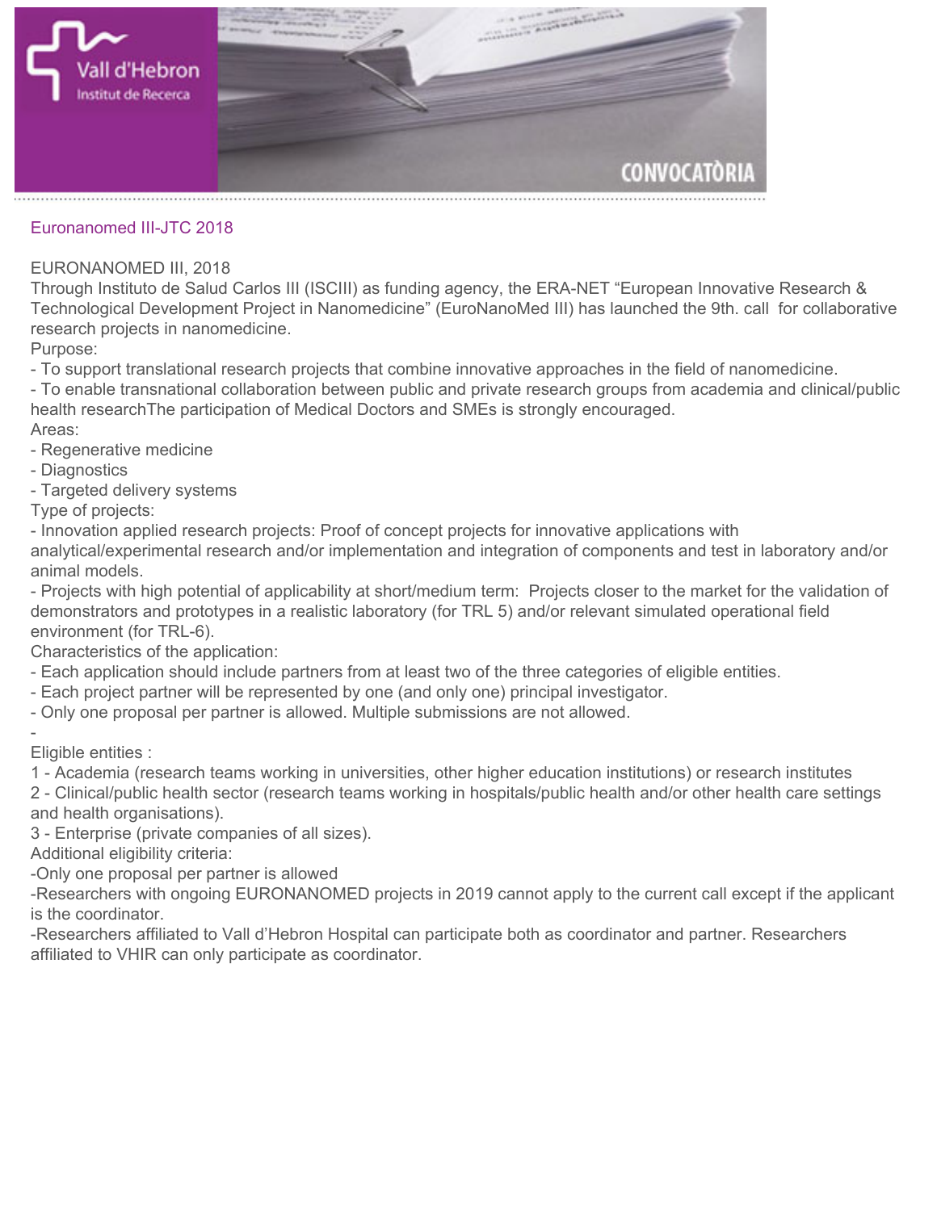Euronanomed III-JTC 2018

EURONANOMED III, 2018

Through Instituto de Salud Carlos III (ISCIII) as funding agency, the ERA-NET "European Innovative Research & Technological Development Project in Nanomedicine" (EuroNanoMed III) has launched the 9th. call for collaborative research projects in nanomedicine.

Purpose:

- To support translational research projects that combine innovative approaches in the field of nanomedicine.
- To enable transnational collaboration between public and private research groups from academia and clinical/public health researchThe participation of Medical Doctors and SMEs is strongly encouraged.

Areas:

- Regenerative medicine
- Diagnostics
- Targeted delivery systems

Type of projects:

- Innovation applied research projects: Proof of concept projects for innovative applications with analytical/experimental research and/or implementation and integration of components and test in laboratory and/or animal models.
- Projects with high potential of applicability at short/medium term: Projects closer to the market for the validation of demonstrators and prototypes in a realistic laboratory (for TRL 5) and/or relevant simulated operational field environment (for TRL-6).

Characteristics of the application:

- Each application should include partners from at least two of the three categories of eligible entities.
- Each project partner will be represented by one (and only one) principal investigator.
- Only one proposal per partner is allowed. Multiple submissions are not allowed.

-

Eligible entities :

1 - Academia (research teams working in universities, other higher education institutions) or research institutes
2 - Clinical/public health sector (research teams working in hospitals/public health and/or other health care settings and health organisations).
3 - Enterprise (private companies of all sizes).

Additional eligibility criteria:

-Only one proposal per partner is allowed

-Researchers with ongoing EURONANOMED projects in 2019 cannot apply to the current call except if the applicant is the coordinator.

-Researchers affiliated to Vall d'Hebron Hospital can participate both as coordinator and partner. Researchers affiliated to VHIR can only participate as coordinator.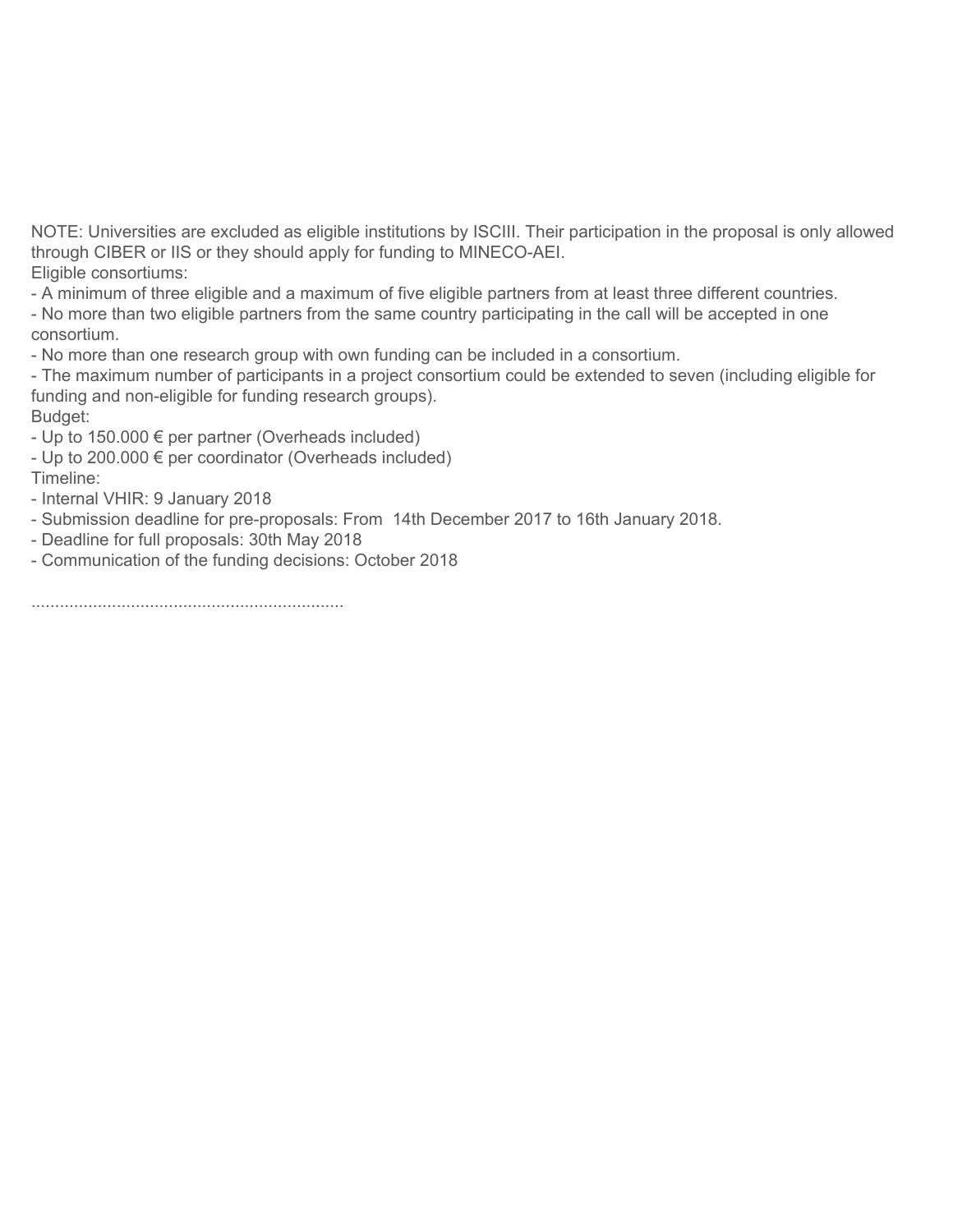NOTE: Universities are excluded as eligible institutions by ISCIII. Their participation in the proposal is only allowed through CIBER or IIS or they should apply for funding to MINECO-AEI.

Eligible consortiums:

- A minimum of three eligible and a maximum of five eligible partners from at least three different countries.
- No more than two eligible partners from the same country participating in the call will be accepted in one consortium.
- No more than one research group with own funding can be included in a consortium.
- The maximum number of participants in a project consortium could be extended to seven (including eligible for funding and non-eligible for funding research groups).

Budget:

- Up to 150.000 € per partner (Overheads included)
- Up to 200.000 € per coordinator (Overheads included)

Timeline:

- Internal VHIR: 9 January 2018
- Submission deadline for pre-proposals: From 14th December 2017 to 16th January 2018.
- Deadline for full proposals: 30th May 2018
- Communication of the funding decisions: October 2018

.................................................................